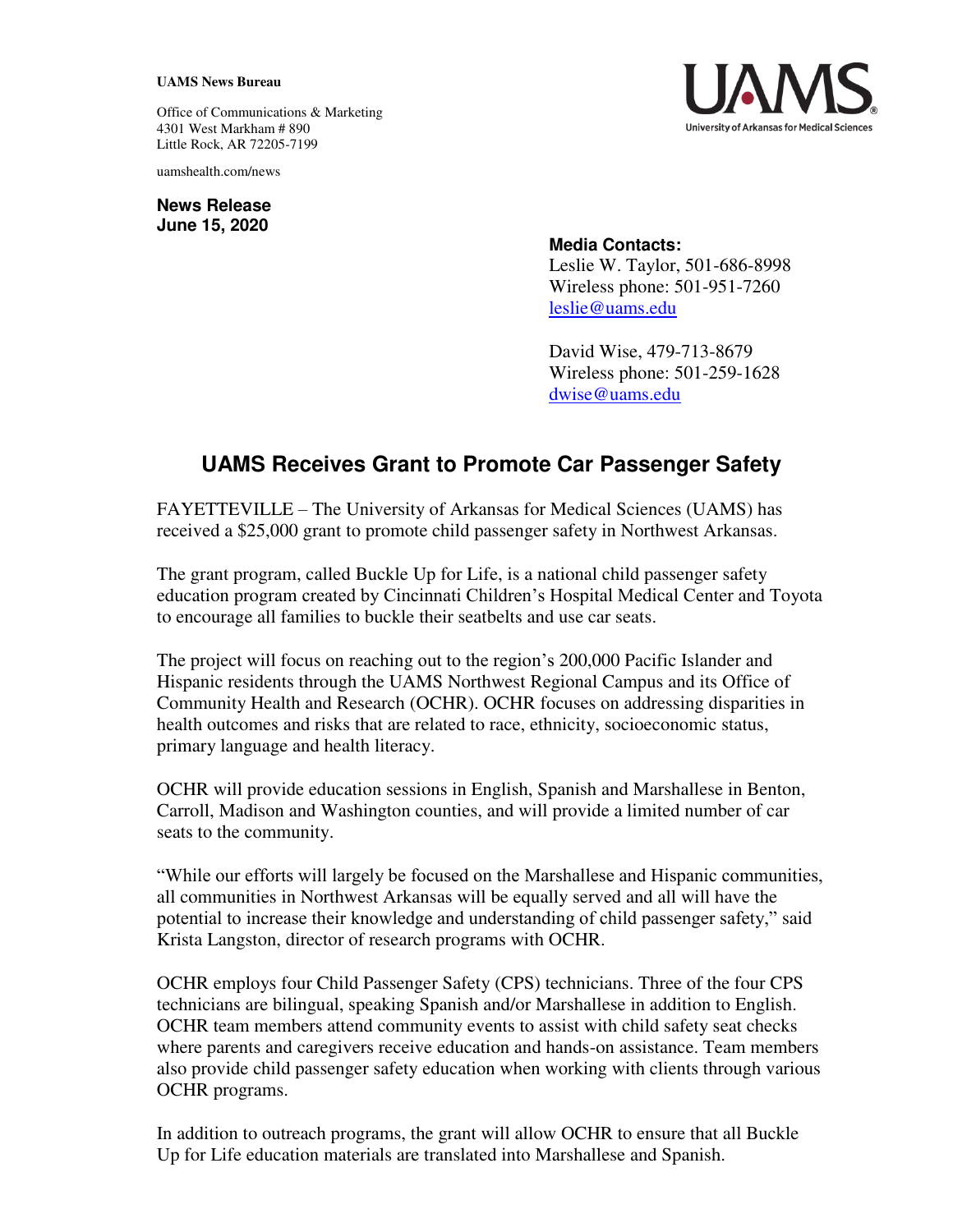**UAMS News Bureau**

Office of Communications & Marketing
4301 West Markham # 890
Little Rock, AR 72205-7199

uamshealth.com/news

UAMS
University of Arkansas for Medical Sciences

**News Release**
**June 15, 2020**

**Media Contacts:**
Leslie W. Taylor, 501-686-8998
Wireless phone: 501-951-7260
leslie@uams.edu

David Wise, 479-713-8679
Wireless phone: 501-259-1628
dwise@uams.edu

# UAMS Receives Grant to Promote Car Passenger Safety

FAYETTEVILLE – The University of Arkansas for Medical Sciences (UAMS) has received a $25,000 grant to promote child passenger safety in Northwest Arkansas.

The grant program, called Buckle Up for Life, is a national child passenger safety education program created by Cincinnati Children's Hospital Medical Center and Toyota to encourage all families to buckle their seatbelts and use car seats.

The project will focus on reaching out to the region's 200,000 Pacific Islander and Hispanic residents through the UAMS Northwest Regional Campus and its Office of Community Health and Research (OCHR). OCHR focuses on addressing disparities in health outcomes and risks that are related to race, ethnicity, socioeconomic status, primary language and health literacy.

OCHR will provide education sessions in English, Spanish and Marshallese in Benton, Carroll, Madison and Washington counties, and will provide a limited number of car seats to the community.

"While our efforts will largely be focused on the Marshallese and Hispanic communities, all communities in Northwest Arkansas will be equally served and all will have the potential to increase their knowledge and understanding of child passenger safety," said Krista Langston, director of research programs with OCHR.

OCHR employs four Child Passenger Safety (CPS) technicians. Three of the four CPS technicians are bilingual, speaking Spanish and/or Marshallese in addition to English. OCHR team members attend community events to assist with child safety seat checks where parents and caregivers receive education and hands-on assistance. Team members also provide child passenger safety education when working with clients through various OCHR programs.

In addition to outreach programs, the grant will allow OCHR to ensure that all Buckle Up for Life education materials are translated into Marshallese and Spanish.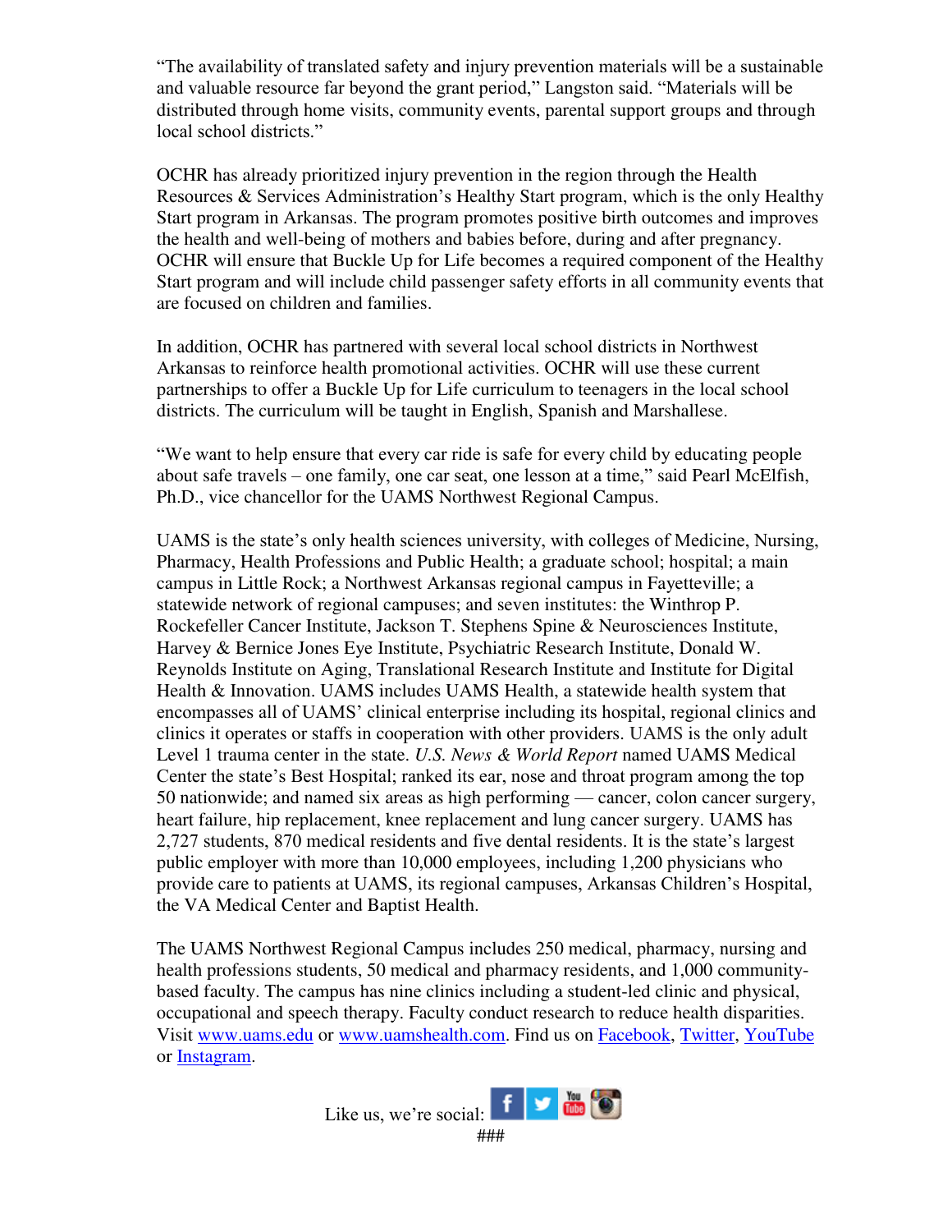"The availability of translated safety and injury prevention materials will be a sustainable and valuable resource far beyond the grant period," Langston said. "Materials will be distributed through home visits, community events, parental support groups and through local school districts."

OCHR has already prioritized injury prevention in the region through the Health Resources & Services Administration's Healthy Start program, which is the only Healthy Start program in Arkansas. The program promotes positive birth outcomes and improves the health and well-being of mothers and babies before, during and after pregnancy. OCHR will ensure that Buckle Up for Life becomes a required component of the Healthy Start program and will include child passenger safety efforts in all community events that are focused on children and families.

In addition, OCHR has partnered with several local school districts in Northwest Arkansas to reinforce health promotional activities. OCHR will use these current partnerships to offer a Buckle Up for Life curriculum to teenagers in the local school districts. The curriculum will be taught in English, Spanish and Marshallese.

"We want to help ensure that every car ride is safe for every child by educating people about safe travels – one family, one car seat, one lesson at a time," said Pearl McElfish, Ph.D., vice chancellor for the UAMS Northwest Regional Campus.

UAMS is the state's only health sciences university, with colleges of Medicine, Nursing, Pharmacy, Health Professions and Public Health; a graduate school; hospital; a main campus in Little Rock; a Northwest Arkansas regional campus in Fayetteville; a statewide network of regional campuses; and seven institutes: the Winthrop P. Rockefeller Cancer Institute, Jackson T. Stephens Spine & Neurosciences Institute, Harvey & Bernice Jones Eye Institute, Psychiatric Research Institute, Donald W. Reynolds Institute on Aging, Translational Research Institute and Institute for Digital Health & Innovation. UAMS includes UAMS Health, a statewide health system that encompasses all of UAMS' clinical enterprise including its hospital, regional clinics and clinics it operates or staffs in cooperation with other providers. UAMS is the only adult Level 1 trauma center in the state. *U.S. News & World Report* named UAMS Medical Center the state's Best Hospital; ranked its ear, nose and throat program among the top 50 nationwide; and named six areas as high performing — cancer, colon cancer surgery, heart failure, hip replacement, knee replacement and lung cancer surgery. UAMS has 2,727 students, 870 medical residents and five dental residents. It is the state's largest public employer with more than 10,000 employees, including 1,200 physicians who provide care to patients at UAMS, its regional campuses, Arkansas Children's Hospital, the VA Medical Center and Baptist Health.

The UAMS Northwest Regional Campus includes 250 medical, pharmacy, nursing and health professions students, 50 medical and pharmacy residents, and 1,000 community-based faculty. The campus has nine clinics including a student-led clinic and physical, occupational and speech therapy. Faculty conduct research to reduce health disparities. Visit [www.uams.edu](http://www.uams.edu) or [www.uamshealth.com](http://www.uamshealth.com). Find us on Facebook, Twitter, YouTube or Instagram.

Like us, we're social:

###